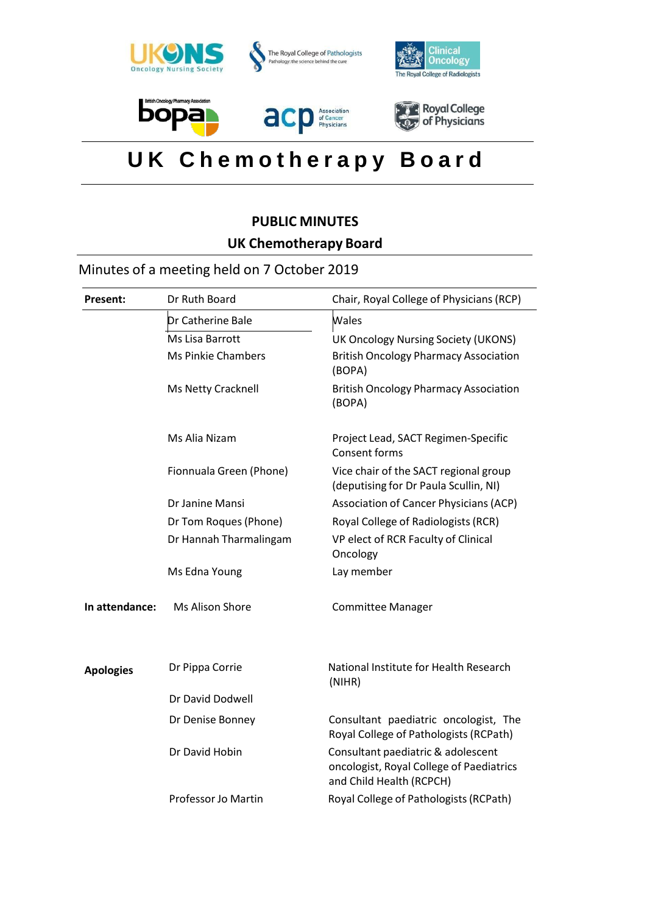# UK Chemotherapy Board

## PUBLIC MINUTES

## UK Chemotherapy Board

Minutes of a meeting held on 7 October 2019

| | | |
|---|---|---|
| **Present:** | Dr Ruth Board | Chair, Royal College of Physicians (RCP) |
| | Dr Catherine Bale | Wales |
| | Ms Lisa Barrott | UK Oncology Nursing Society (UKONS) |
| | Ms Pinkie Chambers | British Oncology Pharmacy Association (BOPA) |
| | Ms Netty Cracknell | British Oncology Pharmacy Association (BOPA) |
| | Ms Alia Nizam | Project Lead, SACT Regimen-Specific Consent forms |
| | Fionnuala Green (Phone) | Vice chair of the SACT regional group (deputising for Dr Paula Scullin, NI) |
| | Dr Janine Mansi | Association of Cancer Physicians (ACP) |
| | Dr Tom Roques (Phone) | Royal College of Radiologists (RCR) |
| | Dr Hannah Tharmalingam | VP elect of RCR Faculty of Clinical Oncology |
| | Ms Edna Young | Lay member |
| **In attendance:** | Ms Alison Shore | Committee Manager |
| **Apologies** | Dr Pippa Corrie | National Institute for Health Research (NIHR) |
| | Dr David Dodwell | |
| | Dr Denise Bonney | Consultant paediatric oncologist, The Royal College of Pathologists (RCPath) |
| | Dr David Hobin | Consultant paediatric & adolescent oncologist, Royal College of Paediatrics and Child Health (RCPCH) |
| | Professor Jo Martin | Royal College of Pathologists (RCPath) |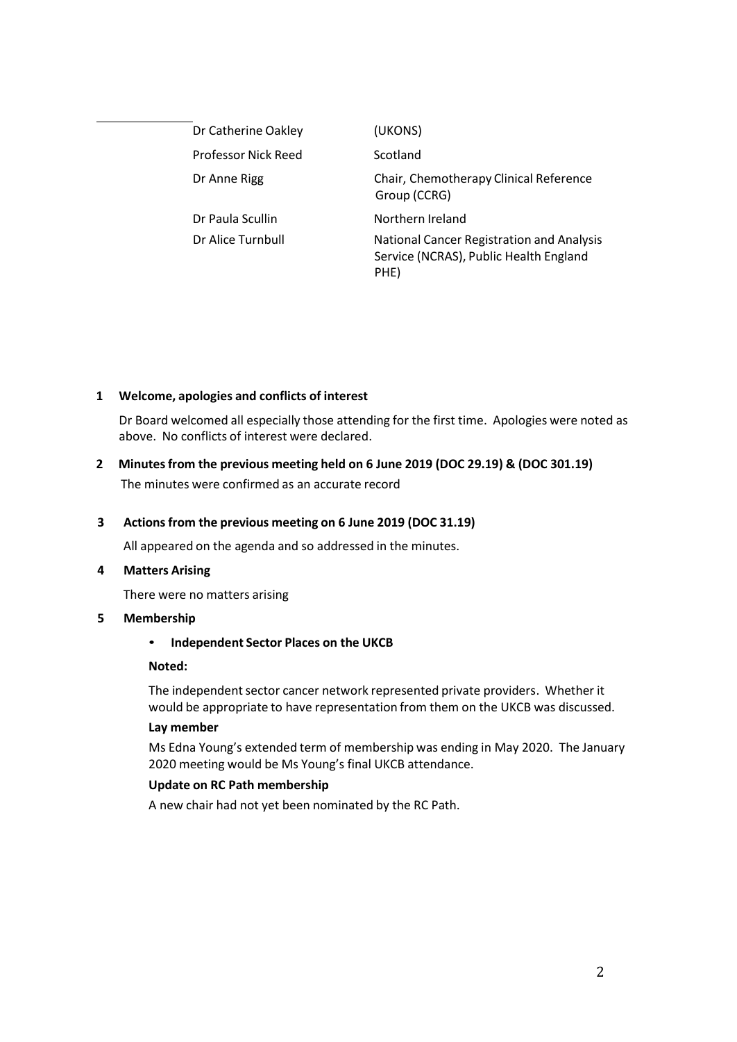| | |
|---|---|
| Dr Catherine Oakley | (UKONS) |
| Professor Nick Reed | Scotland |
| Dr Anne Rigg | Chair, Chemotherapy Clinical Reference Group (CCRG) |
| Dr Paula Scullin | Northern Ireland |
| Dr Alice Turnbull | National Cancer Registration and Analysis Service (NCRAS), Public Health England PHE) |

**1 Welcome, apologies and conflicts of interest**

Dr Board welcomed all especially those attending for the first time. Apologies were noted as above. No conflicts of interest were declared.

**2 Minutes from the previous meeting held on 6 June 2019 (DOC 29.19) & (DOC 301.19)**

The minutes were confirmed as an accurate record

**3 Actions from the previous meeting on 6 June 2019 (DOC 31.19)**

All appeared on the agenda and so addressed in the minutes.

**4 Matters Arising**

There were no matters arising

**5 Membership**

- **Independent Sector Places on the UKCB**

**Noted:**

The independent sector cancer network represented private providers. Whether it would be appropriate to have representation from them on the UKCB was discussed.

**Lay member**

Ms Edna Young's extended term of membership was ending in May 2020. The January 2020 meeting would be Ms Young's final UKCB attendance.

**Update on RC Path membership**

A new chair had not yet been nominated by the RC Path.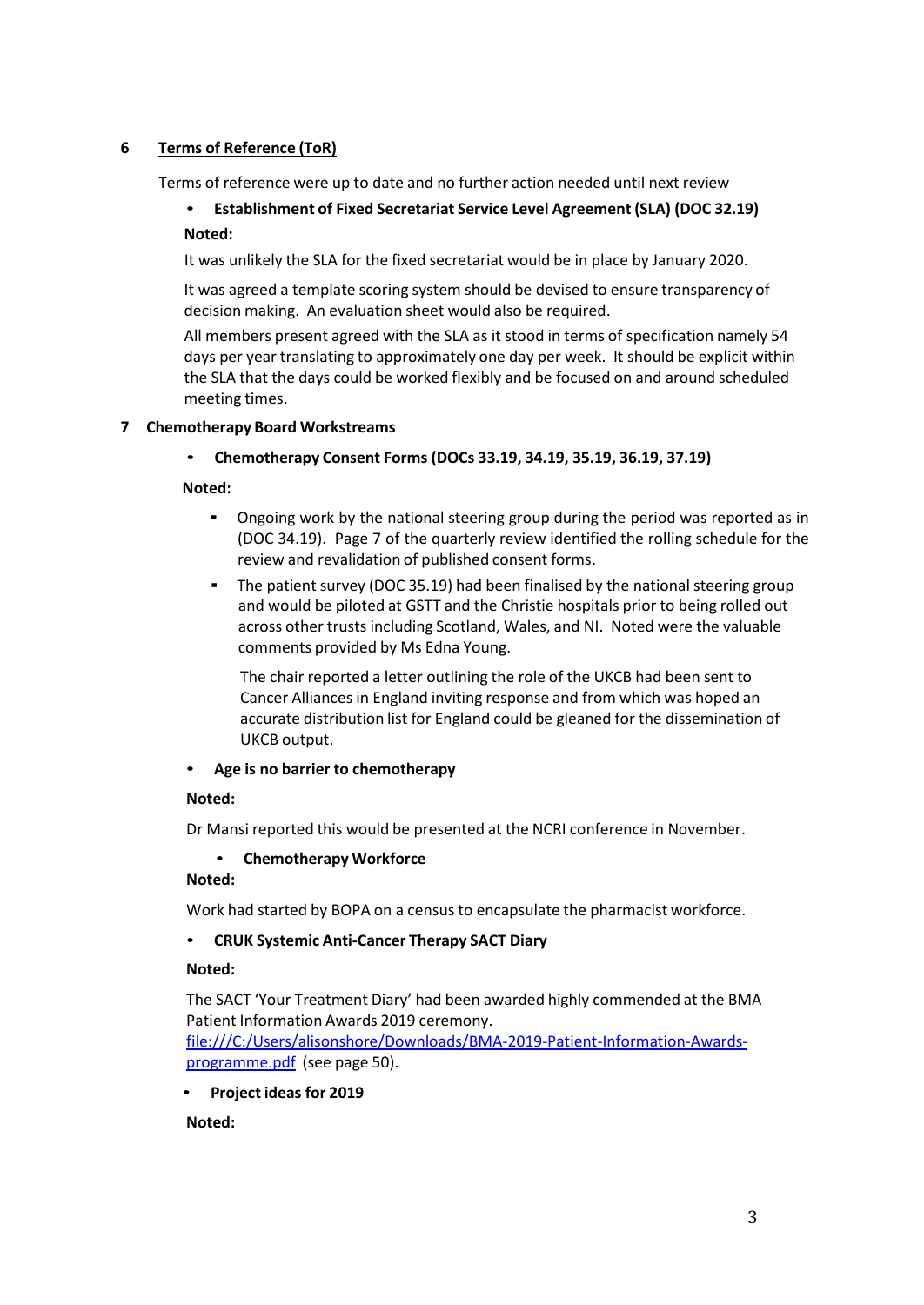## 6 Terms of Reference (ToR)

Terms of reference were up to date and no further action needed until next review

- **Establishment of Fixed Secretariat Service Level Agreement (SLA) (DOC 32.19)**

**Noted:**

It was unlikely the SLA for the fixed secretariat would be in place by January 2020.

It was agreed a template scoring system should be devised to ensure transparency of decision making. An evaluation sheet would also be required.

All members present agreed with the SLA as it stood in terms of specification namely 54 days per year translating to approximately one day per week. It should be explicit within the SLA that the days could be worked flexibly and be focused on and around scheduled meeting times.

## 7 Chemotherapy Board Workstreams

- **Chemotherapy Consent Forms (DOCs 33.19, 34.19, 35.19, 36.19, 37.19)**

**Noted:**

- Ongoing work by the national steering group during the period was reported as in (DOC 34.19). Page 7 of the quarterly review identified the rolling schedule for the review and revalidation of published consent forms.
- The patient survey (DOC 35.19) had been finalised by the national steering group and would be piloted at GSTT and the Christie hospitals prior to being rolled out across other trusts including Scotland, Wales, and NI. Noted were the valuable comments provided by Ms Edna Young.

  The chair reported a letter outlining the role of the UKCB had been sent to Cancer Alliances in England inviting response and from which was hoped an accurate distribution list for England could be gleaned for the dissemination of UKCB output.

- **Age is no barrier to chemotherapy**

**Noted:**

Dr Mansi reported this would be presented at the NCRI conference in November.

- **Chemotherapy Workforce**

**Noted:**

Work had started by BOPA on a census to encapsulate the pharmacist workforce.

- **CRUK Systemic Anti-Cancer Therapy SACT Diary**

**Noted:**

The SACT 'Your Treatment Diary' had been awarded highly commended at the BMA Patient Information Awards 2019 ceremony. file:///C:/Users/alisonshore/Downloads/BMA-2019-Patient-Information-Awards-programme.pdf (see page 50).

- **Project ideas for 2019**

**Noted:**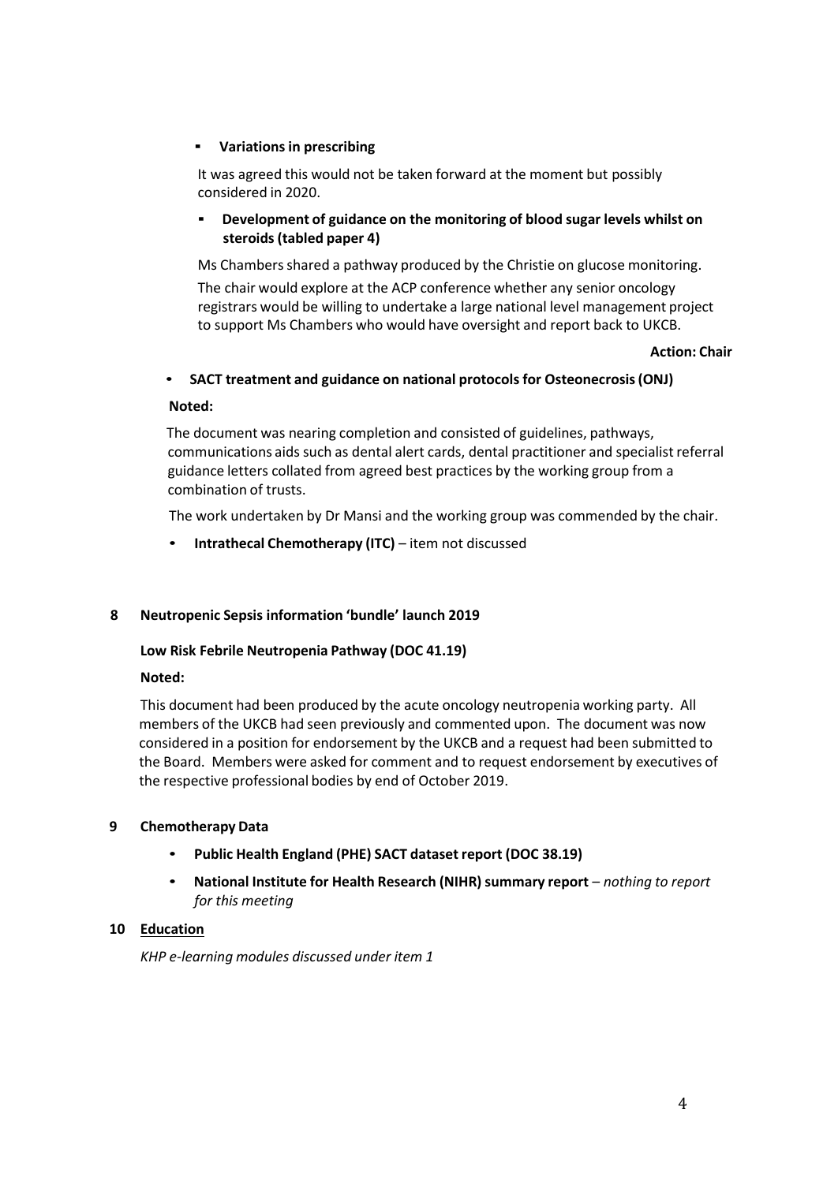- **Variations in prescribing**

  It was agreed this would not be taken forward at the moment but possibly considered in 2020.

- **Development of guidance on the monitoring of blood sugar levels whilst on steroids (tabled paper 4)**

  Ms Chambers shared a pathway produced by the Christie on glucose monitoring.

  The chair would explore at the ACP conference whether any senior oncology registrars would be willing to undertake a large national level management project to support Ms Chambers who would have oversight and report back to UKCB.

  **Action: Chair**

- **SACT treatment and guidance on national protocols for Osteonecrosis (ONJ)**

  **Noted:**

  The document was nearing completion and consisted of guidelines, pathways, communications aids such as dental alert cards, dental practitioner and specialist referral guidance letters collated from agreed best practices by the working group from a combination of trusts.

  The work undertaken by Dr Mansi and the working group was commended by the chair.

- **Intrathecal Chemotherapy (ITC)** – item not discussed

## 8 Neutropenic Sepsis information 'bundle' launch 2019

**Low Risk Febrile Neutropenia Pathway (DOC 41.19)**

**Noted:**

This document had been produced by the acute oncology neutropenia working party. All members of the UKCB had seen previously and commented upon. The document was now considered in a position for endorsement by the UKCB and a request had been submitted to the Board. Members were asked for comment and to request endorsement by executives of the respective professional bodies by end of October 2019.

## 9 Chemotherapy Data

- **Public Health England (PHE) SACT dataset report (DOC 38.19)**
- **National Institute for Health Research (NIHR) summary report** – *nothing to report for this meeting*

## 10 Education

*KHP e-learning modules discussed under item 1*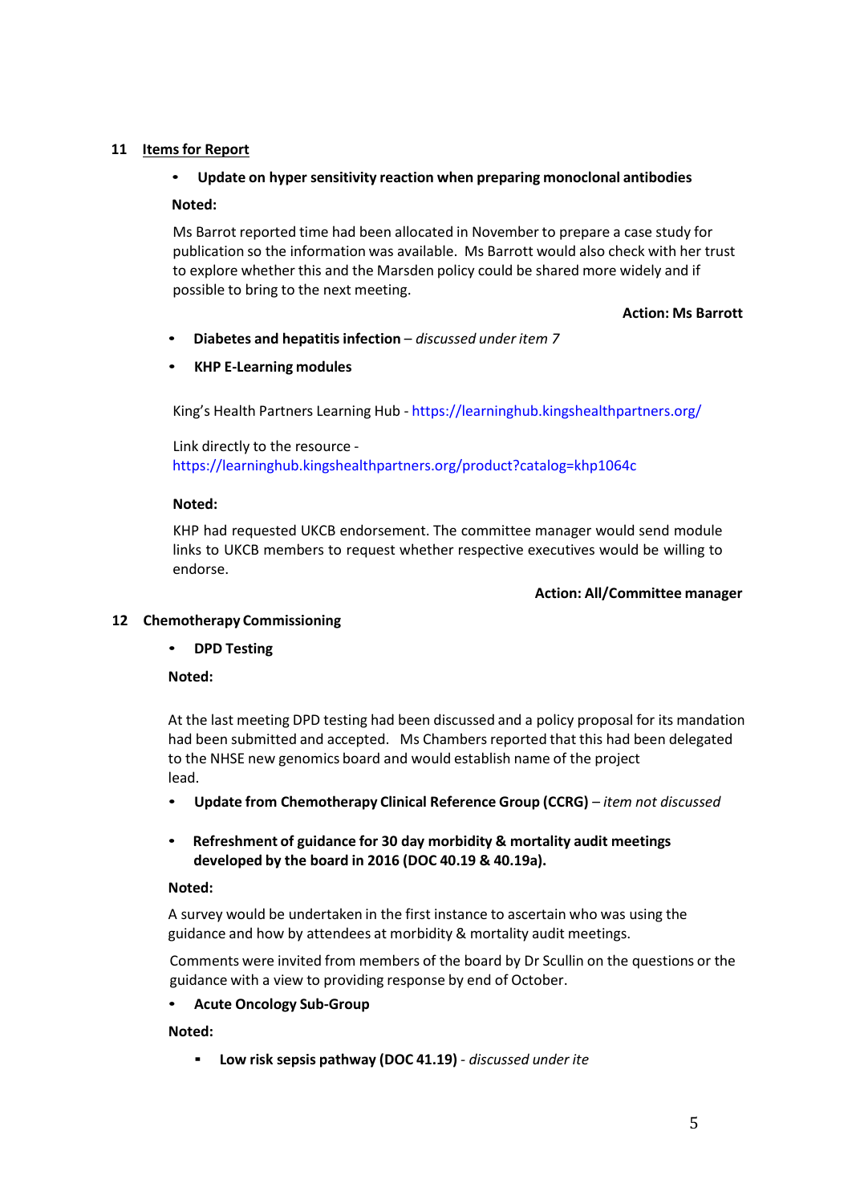## 11 Items for Report

- **Update on hyper sensitivity reaction when preparing monoclonal antibodies**

**Noted:**

Ms Barrot reported time had been allocated in November to prepare a case study for publication so the information was available. Ms Barrott would also check with her trust to explore whether this and the Marsden policy could be shared more widely and if possible to bring to the next meeting.

**Action: Ms Barrott**

- **Diabetes and hepatitis infection** – *discussed under item 7*
- **KHP E-Learning modules**

King's Health Partners Learning Hub - https://learninghub.kingshealthpartners.org/

Link directly to the resource - https://learninghub.kingshealthpartners.org/product?catalog=khp1064c

**Noted:**

KHP had requested UKCB endorsement. The committee manager would send module links to UKCB members to request whether respective executives would be willing to endorse.

**Action: All/Committee manager**

## 12 Chemotherapy Commissioning

- **DPD Testing**

**Noted:**

At the last meeting DPD testing had been discussed and a policy proposal for its mandation had been submitted and accepted. Ms Chambers reported that this had been delegated to the NHSE new genomics board and would establish name of the project lead.

- **Update from Chemotherapy Clinical Reference Group (CCRG)** – *item not discussed*
- **Refreshment of guidance for 30 day morbidity & mortality audit meetings developed by the board in 2016 (DOC 40.19 & 40.19a).**

**Noted:**

A survey would be undertaken in the first instance to ascertain who was using the guidance and how by attendees at morbidity & mortality audit meetings.

Comments were invited from members of the board by Dr Scullin on the questions or the guidance with a view to providing response by end of October.

- **Acute Oncology Sub-Group**

**Noted:**

- **Low risk sepsis pathway (DOC 41.19)** - *discussed under ite*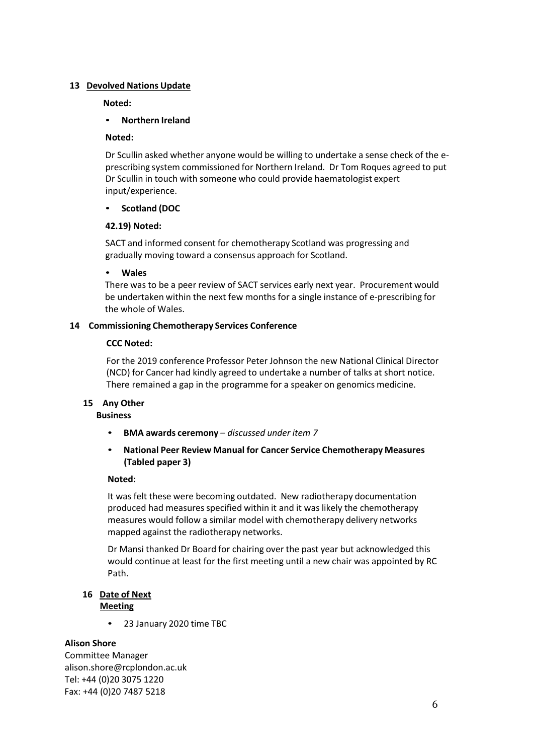**13 Devolved Nations Update**

**Noted:**

- **Northern Ireland**

**Noted:**

Dr Scullin asked whether anyone would be willing to undertake a sense check of the e-prescribing system commissioned for Northern Ireland. Dr Tom Roques agreed to put Dr Scullin in touch with someone who could provide haematologist expert input/experience.

- **Scotland (DOC**

**42.19) Noted:**

SACT and informed consent for chemotherapy Scotland was progressing and gradually moving toward a consensus approach for Scotland.

- **Wales**

There was to be a peer review of SACT services early next year. Procurement would be undertaken within the next few months for a single instance of e-prescribing for the whole of Wales.

**14 Commissioning Chemotherapy Services Conference**

**CCC Noted:**

For the 2019 conference Professor Peter Johnson the new National Clinical Director (NCD) for Cancer had kindly agreed to undertake a number of talks at short notice. There remained a gap in the programme for a speaker on genomics medicine.

**15 Any Other Business**

- **BMA awards ceremony** – *discussed under item 7*
- **National Peer Review Manual for Cancer Service Chemotherapy Measures (Tabled paper 3)**

**Noted:**

It was felt these were becoming outdated. New radiotherapy documentation produced had measures specified within it and it was likely the chemotherapy measures would follow a similar model with chemotherapy delivery networks mapped against the radiotherapy networks.

Dr Mansi thanked Dr Board for chairing over the past year but acknowledged this would continue at least for the first meeting until a new chair was appointed by RC Path.

**16 Date of Next Meeting**

- 23 January 2020 time TBC

**Alison Shore**
Committee Manager
alison.shore@rcplondon.ac.uk
Tel: +44 (0)20 3075 1220
Fax: +44 (0)20 7487 5218